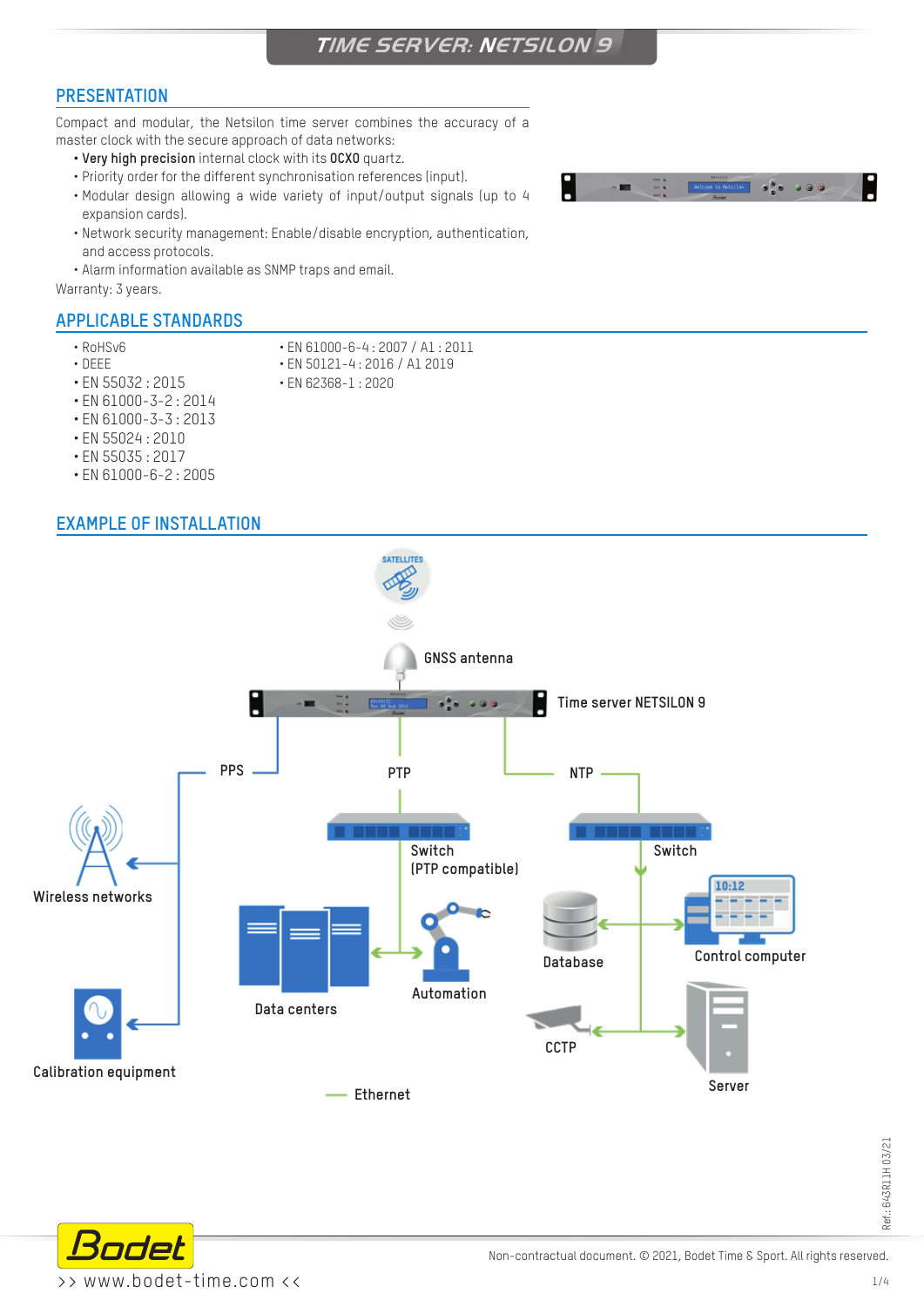# TIME SERVER: NETSILON 9

## PRESENTATION

Compact and modular, the Netsilon time server combines the accuracy of a master clock with the secure approach of data networks:

- **Very high precision** internal clock with its **OCXO** quartz.
- Priority order for the different synchronisation references (input).
- Modular design allowing a wide variety of input/output signals (up to 4 expansion cards).
- Network security management: Enable/disable encryption, authentication, and access protocols.
- Alarm information available as SNMP traps and email.

Warranty: 3 years.

## APPLICABLE STANDARDS

- RoHSv6
- DEEE
- EN 55032 : 2015
- EN 61000-3-2 : 2014
- EN 61000-3-3 : 2013
- EN 55024 : 2010
- EN 55035 : 2017
- EN 61000-6-2 : 2005
- EN 61000-6-4 : 2007 / A1 : 2011
- EN 50121-4 : 2016 / A1 2019
- EN 62368-1 : 2020

## EXAMPLE OF INSTALLATION

SATELLITES

GNSS antenna

Time server NETSILON 9

PPS

PTP

NTP

Wireless networks

Calibration equipment

Switch (PTP compatible)

Data centers

Automation

Switch

Database

Control computer

CCTP

Server

Ethernet

Ref.: 643R11H 03/21

Non-contractual document. © 2021, Bodet Time & Sport. All rights reserved.

>> www.bodet-time.com <<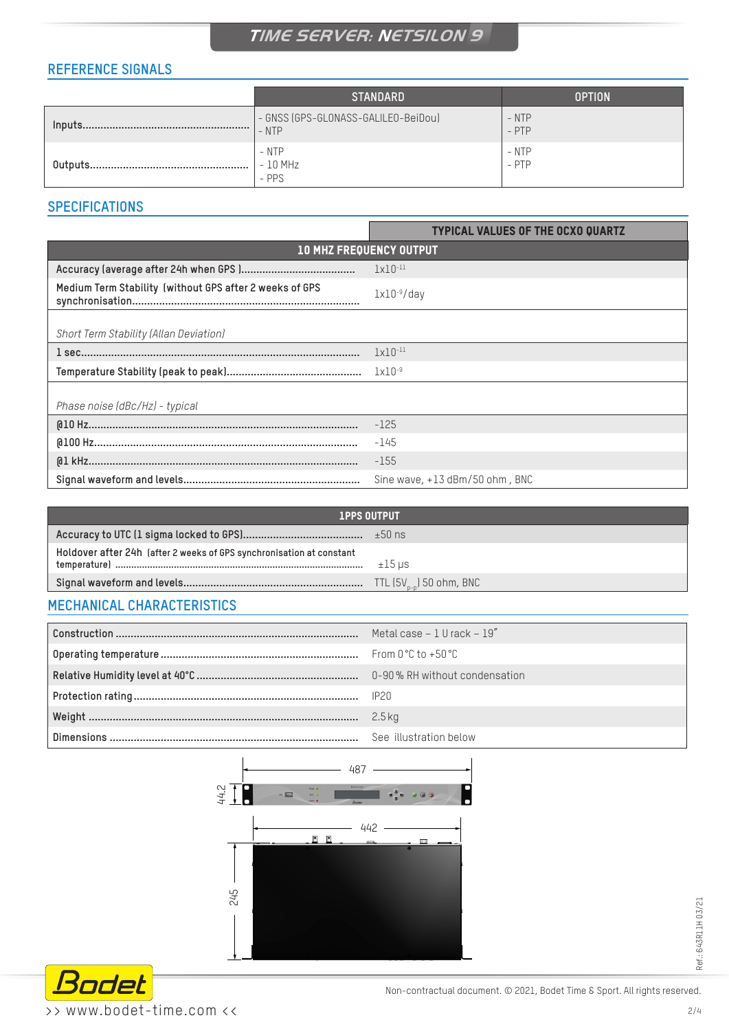# TIME SERVER: NETSILON 9

## REFERENCE SIGNALS

| | STANDARD | OPTION |
|---|---|---|
| Inputs | - GNSS (GPS-GLONASS-GALILEO-BeiDou)<br>- NTP | - NTP<br>- PTP |
| Outputs | - NTP<br>- 10 MHz<br>- PPS | - NTP<br>- PTP |

## SPECIFICATIONS

| 10 MHZ FREQUENCY OUTPUT | TYPICAL VALUES OF THE OCXO QUARTZ |
|---|---|
| Accuracy (average after 24h when GPS ) | $1x10^{-11}$ |
| Medium Term Stability (without GPS after 2 weeks of GPS synchronisation | $1x10^{-9}$/day |
| *Short Term Stability (Allan Deviation)* | |
| 1 sec. | $1x10^{-11}$ |
| Temperature Stability (peak to peak) | $1x10^{-9}$ |
| *Phase noise (dBc/Hz) - typical* | |
| @10 Hz | -125 |
| @100 Hz | -145 |
| @1 kHz | -155 |
| Signal waveform and levels | Sine wave, +13 dBm/50 ohm , BNC |

| 1PPS OUTPUT | |
|---|---|
| Accuracy to UTC (1 sigma locked to GPS) | ±50 ns |
| Holdover after 24h (after 2 weeks of GPS synchronisation at constant temperature) | ±15 µs |
| Signal waveform and levels | TTL ($5V_{p-p}$) 50 ohm, BNC |

## MECHANICAL CHARACTERISTICS

| | |
|---|---|
| Construction | Metal case – 1 U rack – 19" |
| Operating temperature | From 0 °C to +50 °C |
| Relative Humidity level at 40°C | 0-90 % RH without condensation |
| Protection rating | IP20 |
| Weight | 2.5 kg |
| Dimensions | See illustration below |

487

44.2

442

245

Ref.: 643R11H 03/21

Non-contractual document. © 2021, Bodet Time & Sport. All rights reserved.

>> www.bodet-time.com <<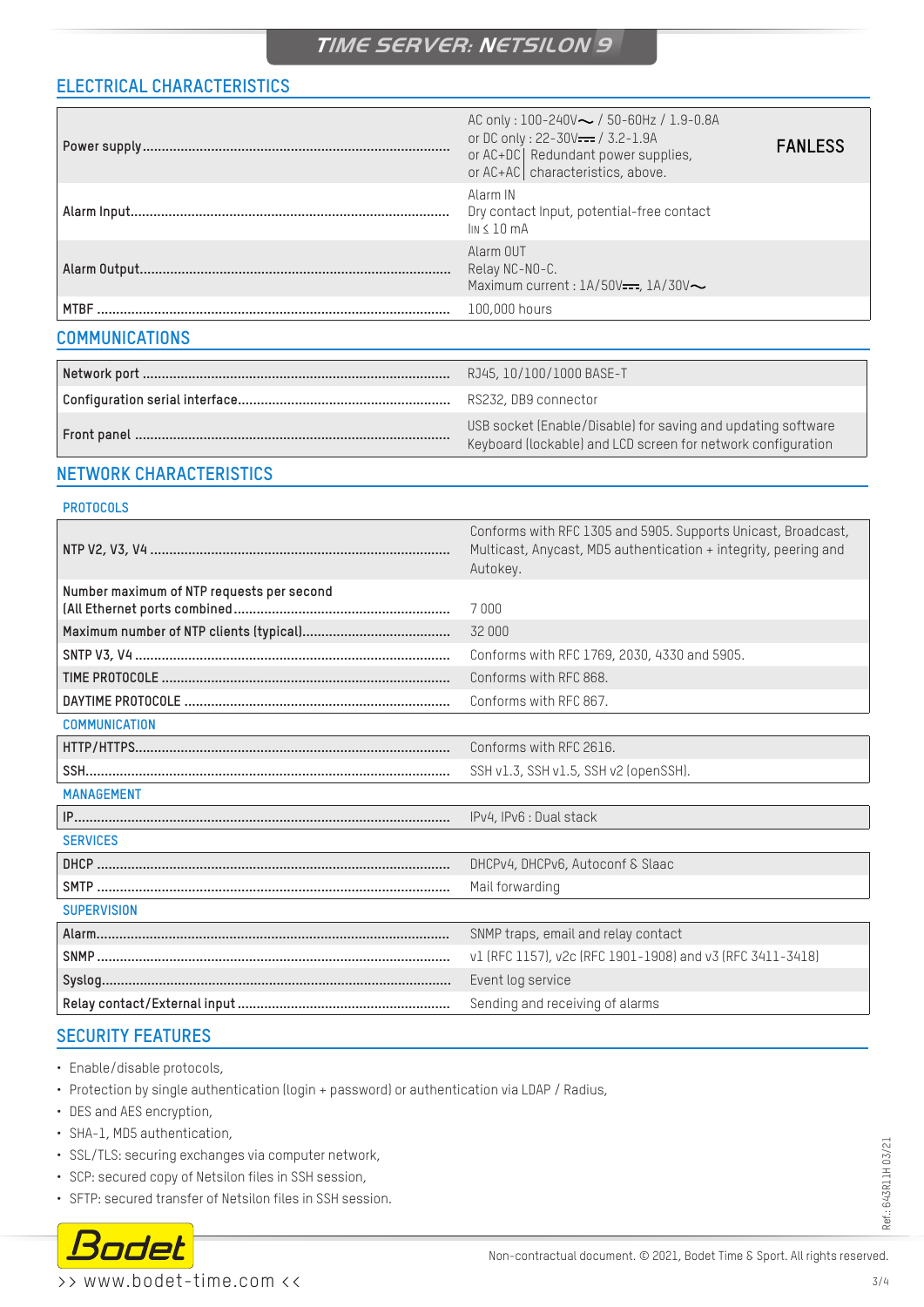# TIME SERVER: NETSILON 9

## ELECTRICAL CHARACTERISTICS

| | |
|---|---|
| Power supply | AC only : 100-240V~ / 50-60Hz / 1.9-0.8A<br>or DC only : 22-30V⎓ / 3.2-1.9A<br>or AC+DC \| Redundant power supplies,<br>or AC+AC \| characteristics, above.<br>**FANLESS** |
| Alarm Input | Alarm IN<br>Dry contact Input, potential-free contact<br>$I_{IN} \leq 10$ mA |
| Alarm Output | Alarm OUT<br>Relay NC-NO-C.<br>Maximum current : 1A/50V⎓, 1A/30V~ |
| MTBF | 100,000 hours |

## COMMUNICATIONS

| | |
|---|---|
| Network port | RJ45, 10/100/1000 BASE-T |
| Configuration serial interface | RS232, DB9 connector |
| Front panel | USB socket (Enable/Disable) for saving and updating software<br>Keyboard (lockable) and LCD screen for network configuration |

## NETWORK CHARACTERISTICS

### PROTOCOLS

| | |
|---|---|
| NTP V2, V3, V4 | Conforms with RFC 1305 and 5905. Supports Unicast, Broadcast, Multicast, Anycast, MD5 authentication + integrity, peering and Autokey. |
| Number maximum of NTP requests per second (All Ethernet ports combined) | 7 000 |
| Maximum number of NTP clients (typical) | 32 000 |
| SNTP V3, V4 | Conforms with RFC 1769, 2030, 4330 and 5905. |
| TIME PROTOCOLE | Conforms with RFC 868. |
| DAYTIME PROTOCOLE | Conforms with RFC 867. |

### COMMUNICATION

| | |
|---|---|
| HTTP/HTTPS | Conforms with RFC 2616. |
| SSH | SSH v1.3, SSH v1.5, SSH v2 (openSSH). |

### MANAGEMENT

| | |
|---|---|
| IP | IPv4, IPv6 : Dual stack |

### SERVICES

| | |
|---|---|
| DHCP | DHCPv4, DHCPv6, Autoconf & Slaac |
| SMTP | Mail forwarding |

### SUPERVISION

| | |
|---|---|
| Alarm | SNMP traps, email and relay contact |
| SNMP | v1 (RFC 1157), v2c (RFC 1901-1908) and v3 (RFC 3411-3418) |
| Syslog | Event log service |
| Relay contact/External input | Sending and receiving of alarms |

## SECURITY FEATURES

- Enable/disable protocols,
- Protection by single authentication (login + password) or authentication via LDAP / Radius,
- DES and AES encryption,
- SHA-1, MD5 authentication,
- SSL/TLS: securing exchanges via computer network,
- SCP: secured copy of Netsilon files in SSH session,
- SFTP: secured transfer of Netsilon files in SSH session.

Ref.: 643R11H 03/21

Bodet

>> www.bodet-time.com <<

Non-contractual document. © 2021, Bodet Time & Sport. All rights reserved.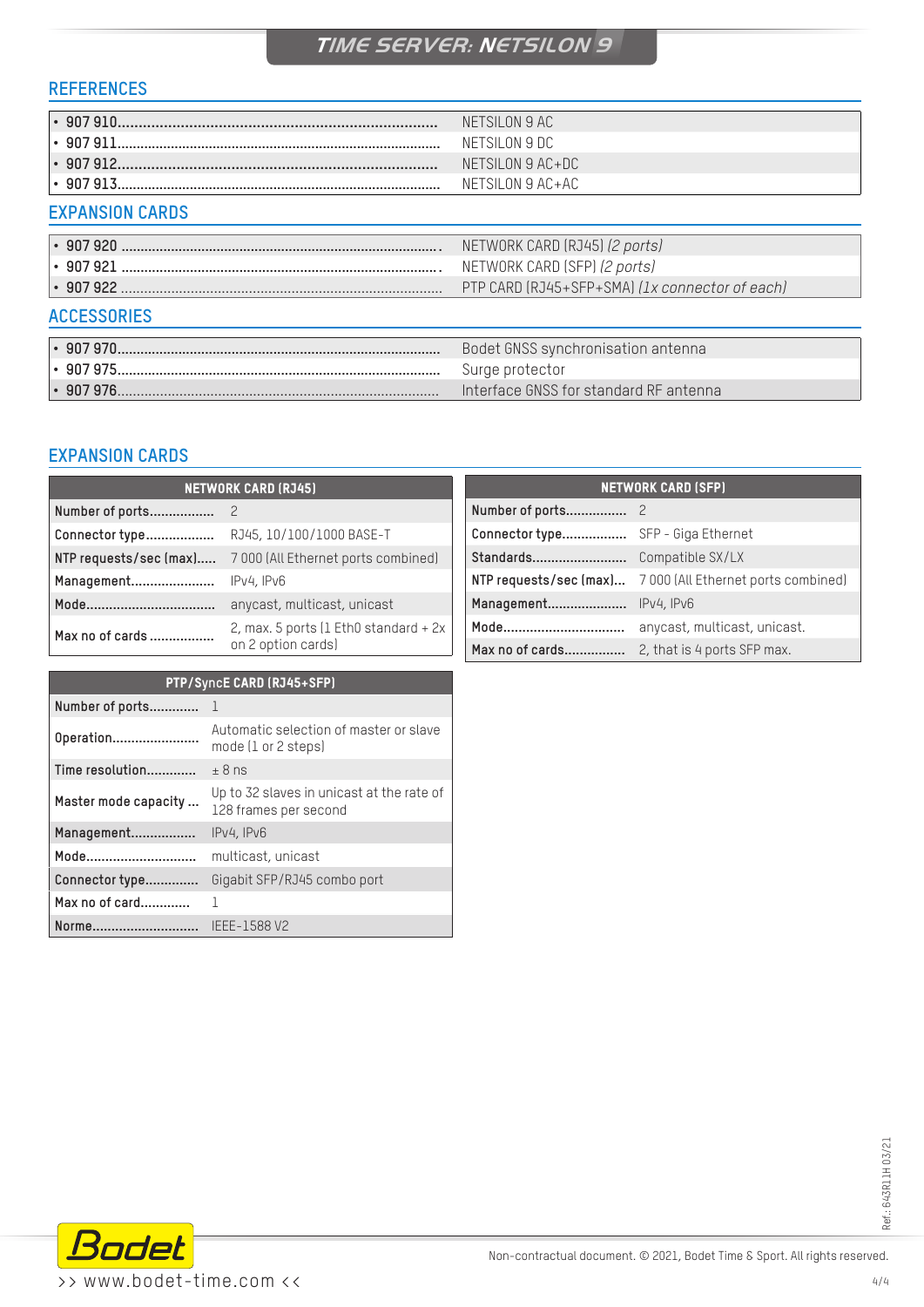# TIME SERVER: NETSILON 9

## REFERENCES

| | |
|---|---|
| • 907 910 | NETSILON 9 AC |
| • 907 911 | NETSILON 9 DC |
| • 907 912 | NETSILON 9 AC+DC |
| • 907 913 | NETSILON 9 AC+AC |

## EXPANSION CARDS

| | |
|---|---|
| • 907 920 | NETWORK CARD (RJ45) *(2 ports)* |
| • 907 921 | NETWORK CARD (SFP) *(2 ports)* |
| • 907 922 | PTP CARD (RJ45+SFP+SMA) *(1x connector of each)* |

## ACCESSORIES

| | |
|---|---|
| • 907 970 | Bodet GNSS synchronisation antenna |
| • 907 975 | Surge protector |
| • 907 976 | Interface GNSS for standard RF antenna |

## EXPANSION CARDS

| NETWORK CARD (RJ45) | |
|---|---|
| **Number of ports** | 2 |
| **Connector type** | RJ45, 10/100/1000 BASE-T |
| **NTP requests/sec (max)** | 7 000 (All Ethernet ports combined) |
| **Management** | IPv4, IPv6 |
| **Mode** | anycast, multicast, unicast |
| **Max no of cards** | 2, max. 5 ports (1 Eth0 standard + 2x on 2 option cards) |

| NETWORK CARD (SFP) | |
|---|---|
| **Number of ports** | 2 |
| **Connector type** | SFP - Giga Ethernet |
| **Standards** | Compatible SX/LX |
| **NTP requests/sec (max)** | 7 000 (All Ethernet ports combined) |
| **Management** | IPv4, IPv6 |
| **Mode** | anycast, multicast, unicast. |
| **Max no of cards** | 2, that is 4 ports SFP max. |

| PTP/SyncE CARD (RJ45+SFP) | |
|---|---|
| **Number of ports** | 1 |
| **Operation** | Automatic selection of master or slave mode (1 or 2 steps) |
| **Time resolution** | ± 8 ns |
| **Master mode capacity** | Up to 32 slaves in unicast at the rate of 128 frames per second |
| **Management** | IPv4, IPv6 |
| **Mode** | multicast, unicast |
| **Connector type** | Gigabit SFP/RJ45 combo port |
| **Max no of card** | 1 |
| **Norme** | IEEE-1588 V2 |

Ref.: 643R1H 03/21

Bodet

>> www.bodet-time.com <<

Non-contractual document. © 2021, Bodet Time & Sport. All rights reserved.